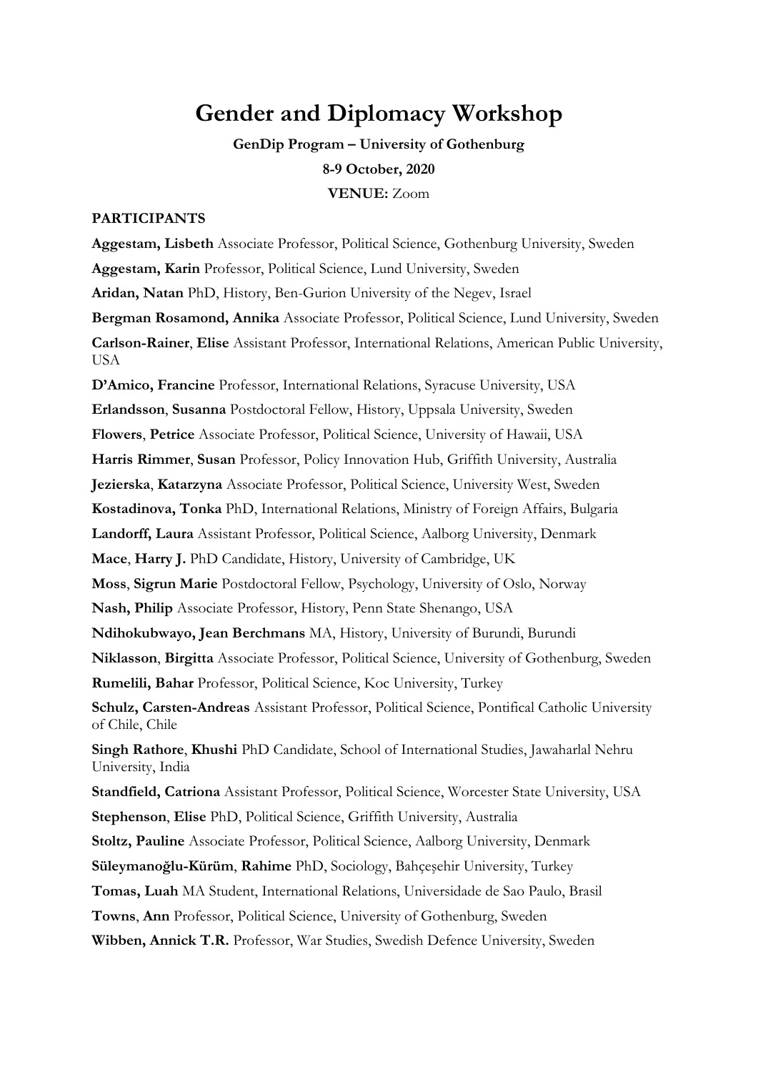# Gender and Diplomacy Workshop

**GenDip Program – University of Gothenburg**

**8-9 October, 2020**

**VENUE:** Zoom

**PARTICIPANTS**

**Aggestam, Lisbeth** Associate Professor, Political Science, Gothenburg University, Sweden

**Aggestam, Karin** Professor, Political Science, Lund University, Sweden

**Aridan, Natan** PhD, History, Ben-Gurion University of the Negev, Israel

**Bergman Rosamond, Annika** Associate Professor, Political Science, Lund University, Sweden

**Carlson-Rainer**, **Elise** Assistant Professor, International Relations, American Public University, USA

**D'Amico, Francine** Professor, International Relations, Syracuse University, USA

**Erlandsson**, **Susanna** Postdoctoral Fellow, History, Uppsala University, Sweden

**Flowers**, **Petrice** Associate Professor, Political Science, University of Hawaii, USA

**Harris Rimmer**, **Susan** Professor, Policy Innovation Hub, Griffith University, Australia

**Jezierska**, **Katarzyna** Associate Professor, Political Science, University West, Sweden

**Kostadinova, Tonka** PhD, International Relations, Ministry of Foreign Affairs, Bulgaria

**Landorff, Laura** Assistant Professor, Political Science, Aalborg University, Denmark

**Mace**, **Harry J.** PhD Candidate, History, University of Cambridge, UK

**Moss**, **Sigrun Marie** Postdoctoral Fellow, Psychology, University of Oslo, Norway

**Nash, Philip** Associate Professor, History, Penn State Shenango, USA

**Ndihokubwayo, Jean Berchmans** MA, History, University of Burundi, Burundi

**Niklasson**, **Birgitta** Associate Professor, Political Science, University of Gothenburg, Sweden

**Rumelili, Bahar** Professor, Political Science, Koc University, Turkey

**Schulz, Carsten-Andreas** Assistant Professor, Political Science, Pontifical Catholic University of Chile, Chile

**Singh Rathore**, **Khushi** PhD Candidate, School of International Studies, Jawaharlal Nehru University, India

**Standfield, Catriona** Assistant Professor, Political Science, Worcester State University, USA

**Stephenson**, **Elise** PhD, Political Science, Griffith University, Australia

**Stoltz, Pauline** Associate Professor, Political Science, Aalborg University, Denmark

**Süleymanoğlu-Kürüm**, **Rahime** PhD, Sociology, Bahçeşehir University, Turkey

**Tomas, Luah** MA Student, International Relations, Universidade de Sao Paulo, Brasil

**Towns**, **Ann** Professor, Political Science, University of Gothenburg, Sweden

**Wibben, Annick T.R.** Professor, War Studies, Swedish Defence University, Sweden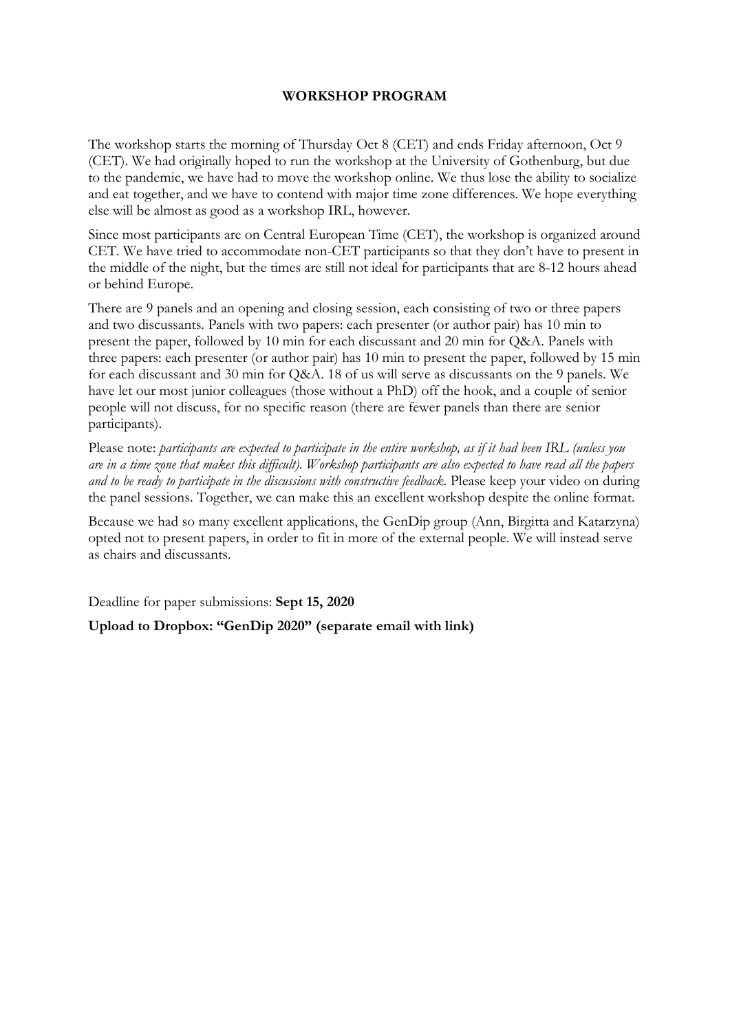**WORKSHOP PROGRAM**

The workshop starts the morning of Thursday Oct 8 (CET) and ends Friday afternoon, Oct 9 (CET). We had originally hoped to run the workshop at the University of Gothenburg, but due to the pandemic, we have had to move the workshop online. We thus lose the ability to socialize and eat together, and we have to contend with major time zone differences. We hope everything else will be almost as good as a workshop IRL, however.

Since most participants are on Central European Time (CET), the workshop is organized around CET. We have tried to accommodate non-CET participants so that they don't have to present in the middle of the night, but the times are still not ideal for participants that are 8-12 hours ahead or behind Europe.

There are 9 panels and an opening and closing session, each consisting of two or three papers and two discussants. Panels with two papers: each presenter (or author pair) has 10 min to present the paper, followed by 10 min for each discussant and 20 min for Q&A. Panels with three papers: each presenter (or author pair) has 10 min to present the paper, followed by 15 min for each discussant and 30 min for Q&A. 18 of us will serve as discussants on the 9 panels. We have let our most junior colleagues (those without a PhD) off the hook, and a couple of senior people will not discuss, for no specific reason (there are fewer panels than there are senior participants).

Please note: *participants are expected to participate in the entire workshop, as if it had been IRL (unless you are in a time zone that makes this difficult). Workshop participants are also expected to have read all the papers and to be ready to participate in the discussions with constructive feedback.* Please keep your video on during the panel sessions. Together, we can make this an excellent workshop despite the online format.

Because we had so many excellent applications, the GenDip group (Ann, Birgitta and Katarzyna) opted not to present papers, in order to fit in more of the external people. We will instead serve as chairs and discussants.

Deadline for paper submissions: **Sept 15, 2020**

**Upload to Dropbox: "GenDip 2020" (separate email with link)**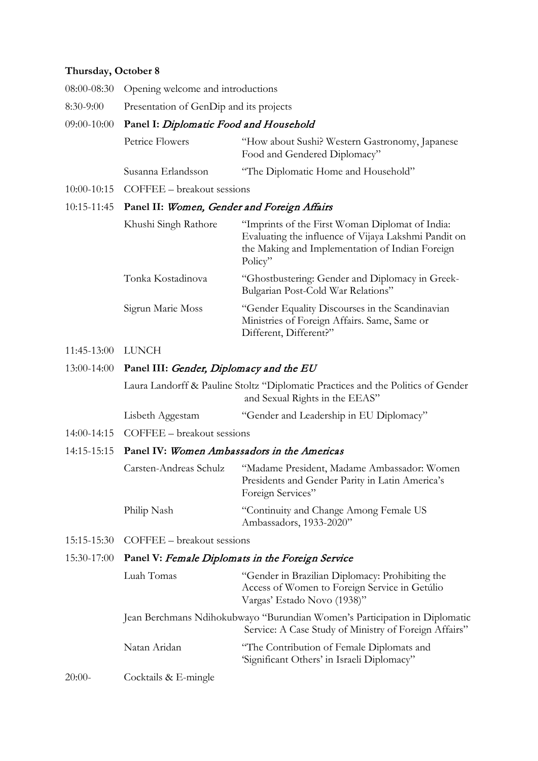**Thursday, October 8**

08:00-08:30 Opening welcome and introductions

8:30-9:00 Presentation of GenDip and its projects

09:00-10:00 **Panel I:** ***Diplomatic Food and Household***

- Petrice Flowers — "How about Sushi? Western Gastronomy, Japanese Food and Gendered Diplomacy"
- Susanna Erlandsson — "The Diplomatic Home and Household"

10:00-10:15 COFFEE – breakout sessions

10:15-11:45 **Panel II:** ***Women, Gender and Foreign Affairs***

- Khushi Singh Rathore — "Imprints of the First Woman Diplomat of India: Evaluating the influence of Vijaya Lakshmi Pandit on the Making and Implementation of Indian Foreign Policy"
- Tonka Kostadinova — "Ghostbustering: Gender and Diplomacy in Greek-Bulgarian Post-Cold War Relations"
- Sigrun Marie Moss — "Gender Equality Discourses in the Scandinavian Ministries of Foreign Affairs. Same, Same or Different, Different?"

11:45-13:00 LUNCH

13:00-14:00 **Panel III:** ***Gender, Diplomacy and the EU***

- Laura Landorff & Pauline Stoltz — "Diplomatic Practices and the Politics of Gender and Sexual Rights in the EEAS"
- Lisbeth Aggestam — "Gender and Leadership in EU Diplomacy"

14:00-14:15 COFFEE – breakout sessions

14:15-15:15 **Panel IV:** ***Women Ambassadors in the Americas***

- Carsten-Andreas Schulz — "Madame President, Madame Ambassador: Women Presidents and Gender Parity in Latin America's Foreign Services"
- Philip Nash — "Continuity and Change Among Female US Ambassadors, 1933-2020"

15:15-15:30 COFFEE – breakout sessions

15:30-17:00 **Panel V:** ***Female Diplomats in the Foreign Service***

- Luah Tomas — "Gender in Brazilian Diplomacy: Prohibiting the Access of Women to Foreign Service in Getúlio Vargas' Estado Novo (1938)"
- Jean Berchmans Ndihokubwayo — "Burundian Women's Participation in Diplomatic Service: A Case Study of Ministry of Foreign Affairs"
- Natan Aridan — "The Contribution of Female Diplomats and 'Significant Others' in Israeli Diplomacy"

20:00- Cocktails & E-mingle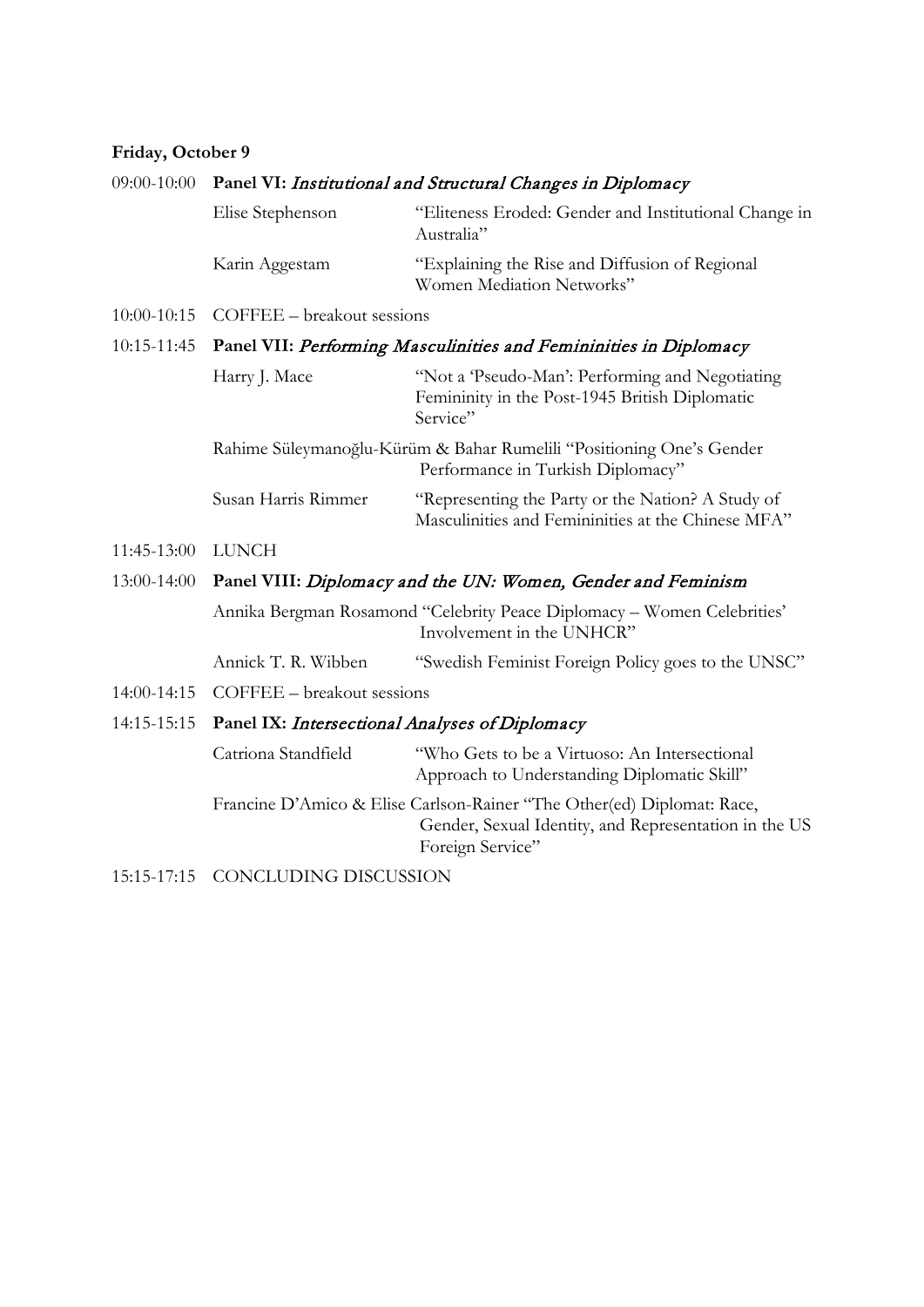**Friday, October 9**

| | | |
|---|---|---|
| 09:00-10:00 | **Panel VI:** *Institutional and Structural Changes in Diplomacy* | |
| | Elise Stephenson | "Eliteness Eroded: Gender and Institutional Change in Australia" |
| | Karin Aggestam | "Explaining the Rise and Diffusion of Regional Women Mediation Networks" |
| 10:00-10:15 | COFFEE – breakout sessions | |
| 10:15-11:45 | **Panel VII:** *Performing Masculinities and Femininities in Diplomacy* | |
| | Harry J. Mace | "Not a 'Pseudo-Man': Performing and Negotiating Femininity in the Post-1945 British Diplomatic Service" |
| | Rahime Süleymanoğlu-Kürüm & Bahar Rumelili | "Positioning One's Gender Performance in Turkish Diplomacy" |
| | Susan Harris Rimmer | "Representing the Party or the Nation? A Study of Masculinities and Femininities at the Chinese MFA" |
| 11:45-13:00 | LUNCH | |
| 13:00-14:00 | **Panel VIII:** *Diplomacy and the UN: Women, Gender and Feminism* | |
| | Annika Bergman Rosamond | "Celebrity Peace Diplomacy – Women Celebrities' Involvement in the UNHCR" |
| | Annick T. R. Wibben | "Swedish Feminist Foreign Policy goes to the UNSC" |
| 14:00-14:15 | COFFEE – breakout sessions | |
| 14:15-15:15 | **Panel IX:** *Intersectional Analyses of Diplomacy* | |
| | Catriona Standfield | "Who Gets to be a Virtuoso: An Intersectional Approach to Understanding Diplomatic Skill" |
| | Francine D'Amico & Elise Carlson-Rainer | "The Other(ed) Diplomat: Race, Gender, Sexual Identity, and Representation in the US Foreign Service" |
| 15:15-17:15 | CONCLUDING DISCUSSION | |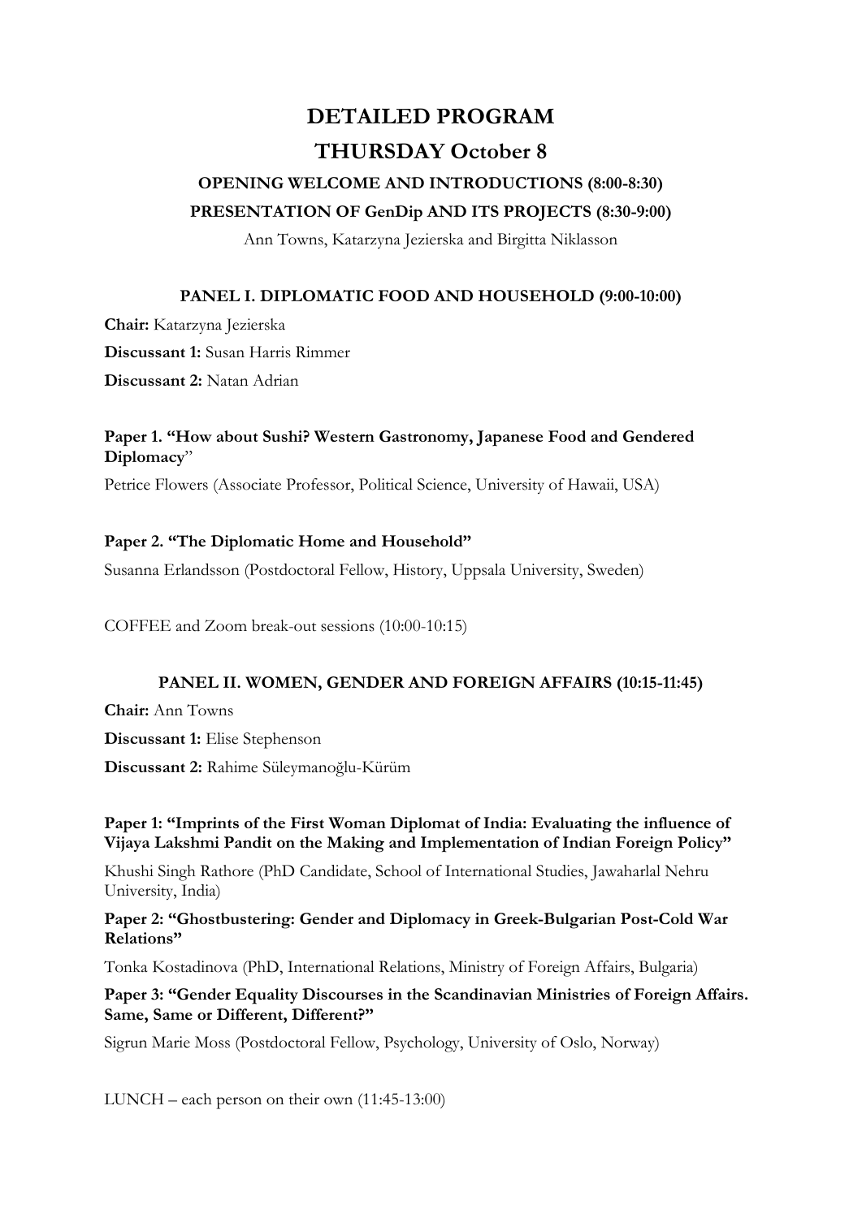# DETAILED PROGRAM

## THURSDAY October 8

### OPENING WELCOME AND INTRODUCTIONS (8:00-8:30)

### PRESENTATION OF GenDip AND ITS PROJECTS (8:30-9:00)

Ann Towns, Katarzyna Jezierska and Birgitta Niklasson

### PANEL I. DIPLOMATIC FOOD AND HOUSEHOLD (9:00-10:00)

**Chair:** Katarzyna Jezierska

**Discussant 1:** Susan Harris Rimmer

**Discussant 2:** Natan Adrian

**Paper 1. "How about Sushi? Western Gastronomy, Japanese Food and Gendered Diplomacy"**

Petrice Flowers (Associate Professor, Political Science, University of Hawaii, USA)

**Paper 2. "The Diplomatic Home and Household"**

Susanna Erlandsson (Postdoctoral Fellow, History, Uppsala University, Sweden)

COFFEE and Zoom break-out sessions (10:00-10:15)

### PANEL II. WOMEN, GENDER AND FOREIGN AFFAIRS (10:15-11:45)

**Chair:** Ann Towns

**Discussant 1:** Elise Stephenson

**Discussant 2:** Rahime Süleymanoğlu-Kürüm

**Paper 1: "Imprints of the First Woman Diplomat of India: Evaluating the influence of Vijaya Lakshmi Pandit on the Making and Implementation of Indian Foreign Policy"**

Khushi Singh Rathore (PhD Candidate, School of International Studies, Jawaharlal Nehru University, India)

**Paper 2: "Ghostbustering: Gender and Diplomacy in Greek-Bulgarian Post-Cold War Relations"**

Tonka Kostadinova (PhD, International Relations, Ministry of Foreign Affairs, Bulgaria)

**Paper 3: "Gender Equality Discourses in the Scandinavian Ministries of Foreign Affairs. Same, Same or Different, Different?"**

Sigrun Marie Moss (Postdoctoral Fellow, Psychology, University of Oslo, Norway)

LUNCH – each person on their own (11:45-13:00)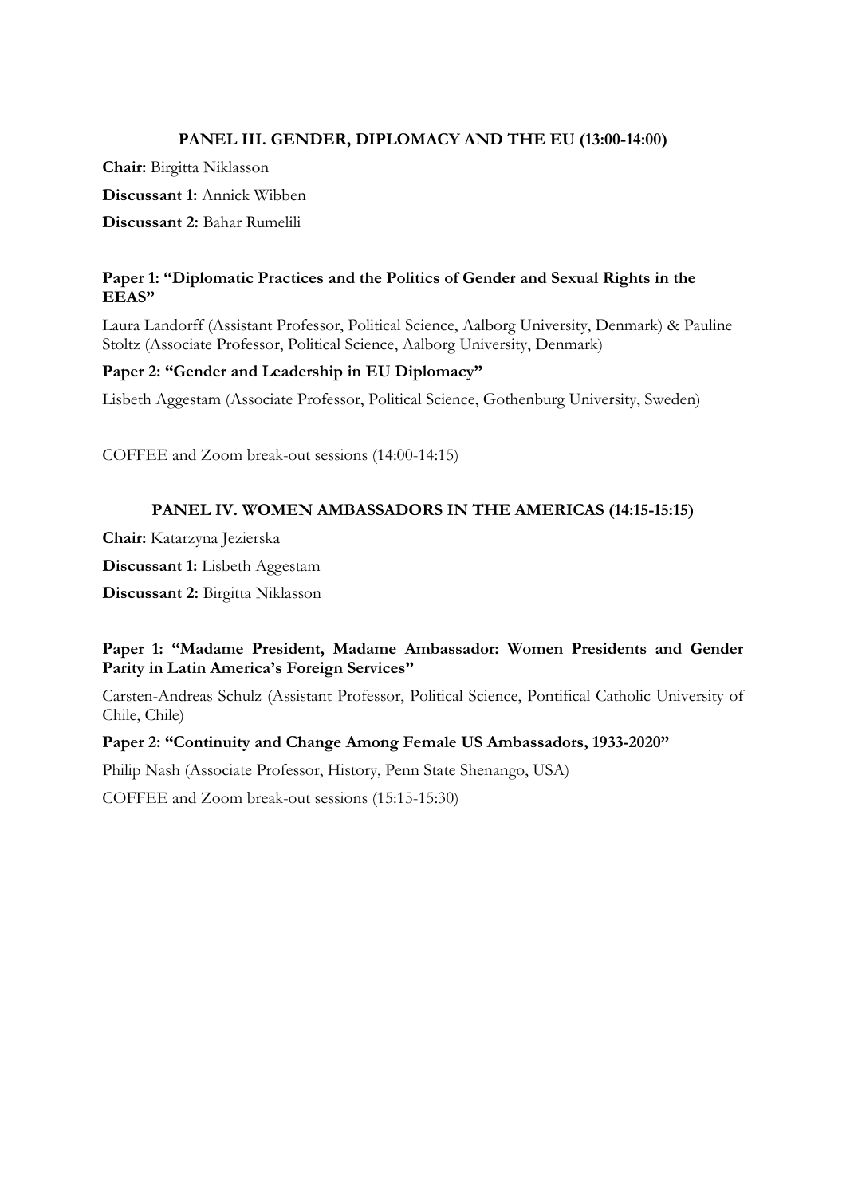## PANEL III. GENDER, DIPLOMACY AND THE EU (13:00-14:00)

**Chair:** Birgitta Niklasson

**Discussant 1:** Annick Wibben

**Discussant 2:** Bahar Rumelili

**Paper 1: "Diplomatic Practices and the Politics of Gender and Sexual Rights in the EEAS"**

Laura Landorff (Assistant Professor, Political Science, Aalborg University, Denmark) & Pauline Stoltz (Associate Professor, Political Science, Aalborg University, Denmark)

**Paper 2: "Gender and Leadership in EU Diplomacy"**

Lisbeth Aggestam (Associate Professor, Political Science, Gothenburg University, Sweden)

COFFEE and Zoom break-out sessions (14:00-14:15)

## PANEL IV. WOMEN AMBASSADORS IN THE AMERICAS (14:15-15:15)

**Chair:** Katarzyna Jezierska

**Discussant 1:** Lisbeth Aggestam

**Discussant 2:** Birgitta Niklasson

**Paper 1: "Madame President, Madame Ambassador: Women Presidents and Gender Parity in Latin America's Foreign Services"**

Carsten-Andreas Schulz (Assistant Professor, Political Science, Pontifical Catholic University of Chile, Chile)

**Paper 2: "Continuity and Change Among Female US Ambassadors, 1933-2020"**

Philip Nash (Associate Professor, History, Penn State Shenango, USA)

COFFEE and Zoom break-out sessions (15:15-15:30)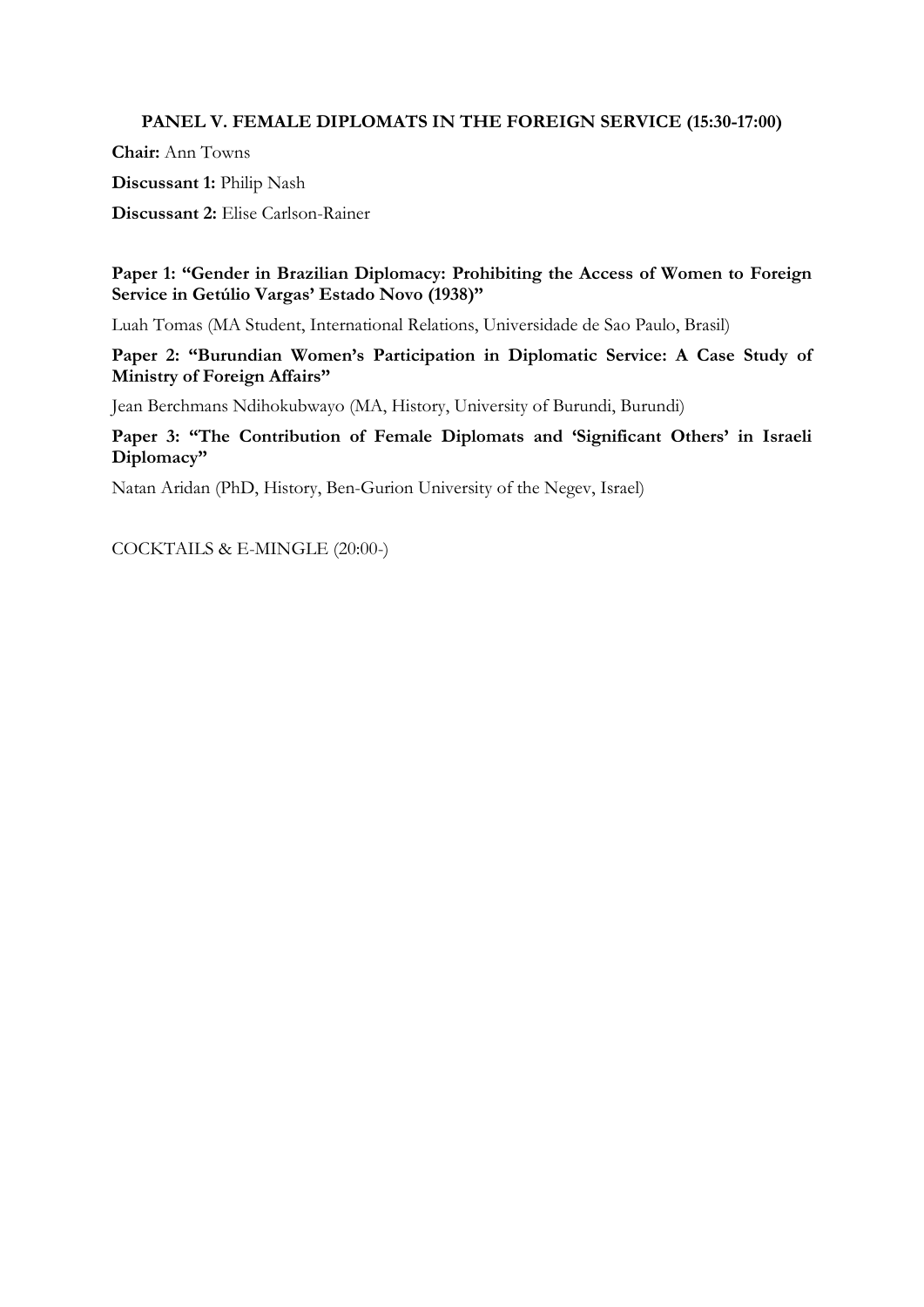### PANEL V. FEMALE DIPLOMATS IN THE FOREIGN SERVICE (15:30-17:00)

**Chair:** Ann Towns

**Discussant 1:** Philip Nash

**Discussant 2:** Elise Carlson-Rainer

**Paper 1: "Gender in Brazilian Diplomacy: Prohibiting the Access of Women to Foreign Service in Getúlio Vargas' Estado Novo (1938)"**

Luah Tomas (MA Student, International Relations, Universidade de Sao Paulo, Brasil)

**Paper 2: "Burundian Women's Participation in Diplomatic Service: A Case Study of Ministry of Foreign Affairs"**

Jean Berchmans Ndihokubwayo (MA, History, University of Burundi, Burundi)

**Paper 3: "The Contribution of Female Diplomats and 'Significant Others' in Israeli Diplomacy"**

Natan Aridan (PhD, History, Ben-Gurion University of the Negev, Israel)

COCKTAILS & E-MINGLE (20:00-)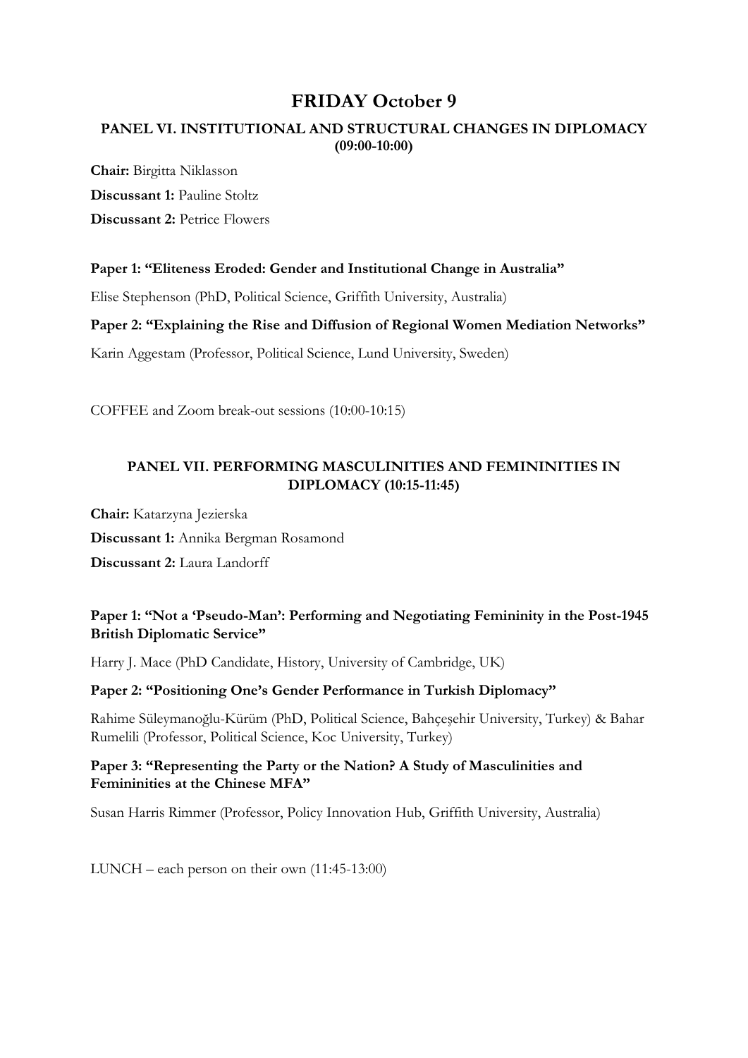# FRIDAY October 9

### PANEL VI. INSTITUTIONAL AND STRUCTURAL CHANGES IN DIPLOMACY (09:00-10:00)

**Chair:** Birgitta Niklasson

**Discussant 1:** Pauline Stoltz

**Discussant 2:** Petrice Flowers

**Paper 1: "Eliteness Eroded: Gender and Institutional Change in Australia"**

Elise Stephenson (PhD, Political Science, Griffith University, Australia)

**Paper 2: "Explaining the Rise and Diffusion of Regional Women Mediation Networks"**

Karin Aggestam (Professor, Political Science, Lund University, Sweden)

COFFEE and Zoom break-out sessions (10:00-10:15)

### PANEL VII. PERFORMING MASCULINITIES AND FEMININITIES IN DIPLOMACY (10:15-11:45)

**Chair:** Katarzyna Jezierska

**Discussant 1:** Annika Bergman Rosamond

**Discussant 2:** Laura Landorff

**Paper 1: "Not a 'Pseudo-Man': Performing and Negotiating Femininity in the Post-1945 British Diplomatic Service"**

Harry J. Mace (PhD Candidate, History, University of Cambridge, UK)

**Paper 2: "Positioning One's Gender Performance in Turkish Diplomacy"**

Rahime Süleymanoğlu-Kürüm (PhD, Political Science, Bahçeşehir University, Turkey) & Bahar Rumelili (Professor, Political Science, Koc University, Turkey)

**Paper 3: "Representing the Party or the Nation? A Study of Masculinities and Femininities at the Chinese MFA"**

Susan Harris Rimmer (Professor, Policy Innovation Hub, Griffith University, Australia)

LUNCH – each person on their own (11:45-13:00)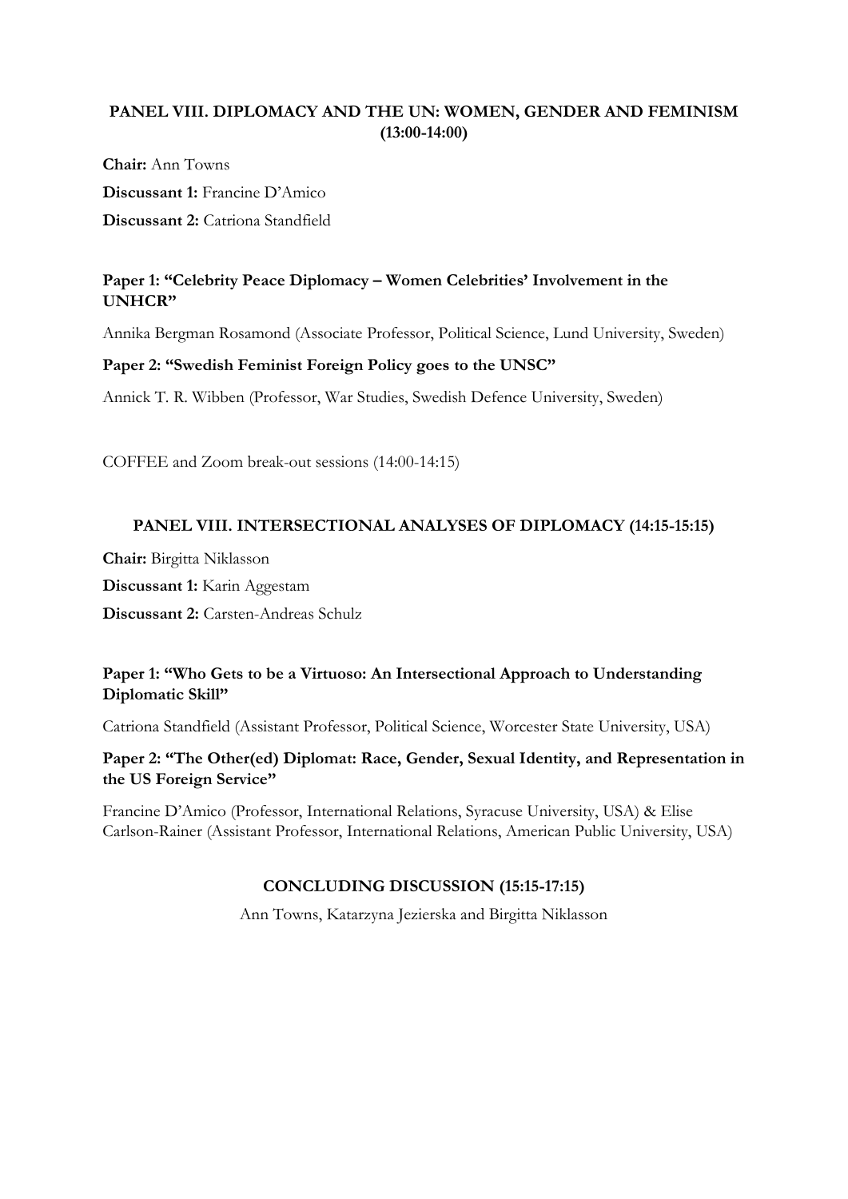## PANEL VIII. DIPLOMACY AND THE UN: WOMEN, GENDER AND FEMINISM (13:00-14:00)

**Chair:** Ann Towns

**Discussant 1:** Francine D'Amico

**Discussant 2:** Catriona Standfield

### Paper 1: "Celebrity Peace Diplomacy – Women Celebrities' Involvement in the UNHCR"

Annika Bergman Rosamond (Associate Professor, Political Science, Lund University, Sweden)

### Paper 2: "Swedish Feminist Foreign Policy goes to the UNSC"

Annick T. R. Wibben (Professor, War Studies, Swedish Defence University, Sweden)

COFFEE and Zoom break-out sessions (14:00-14:15)

## PANEL VIII. INTERSECTIONAL ANALYSES OF DIPLOMACY (14:15-15:15)

**Chair:** Birgitta Niklasson

**Discussant 1:** Karin Aggestam

**Discussant 2:** Carsten-Andreas Schulz

### Paper 1: "Who Gets to be a Virtuoso: An Intersectional Approach to Understanding Diplomatic Skill"

Catriona Standfield (Assistant Professor, Political Science, Worcester State University, USA)

### Paper 2: "The Other(ed) Diplomat: Race, Gender, Sexual Identity, and Representation in the US Foreign Service"

Francine D'Amico (Professor, International Relations, Syracuse University, USA) & Elise Carlson-Rainer (Assistant Professor, International Relations, American Public University, USA)

## CONCLUDING DISCUSSION (15:15-17:15)

Ann Towns, Katarzyna Jezierska and Birgitta Niklasson